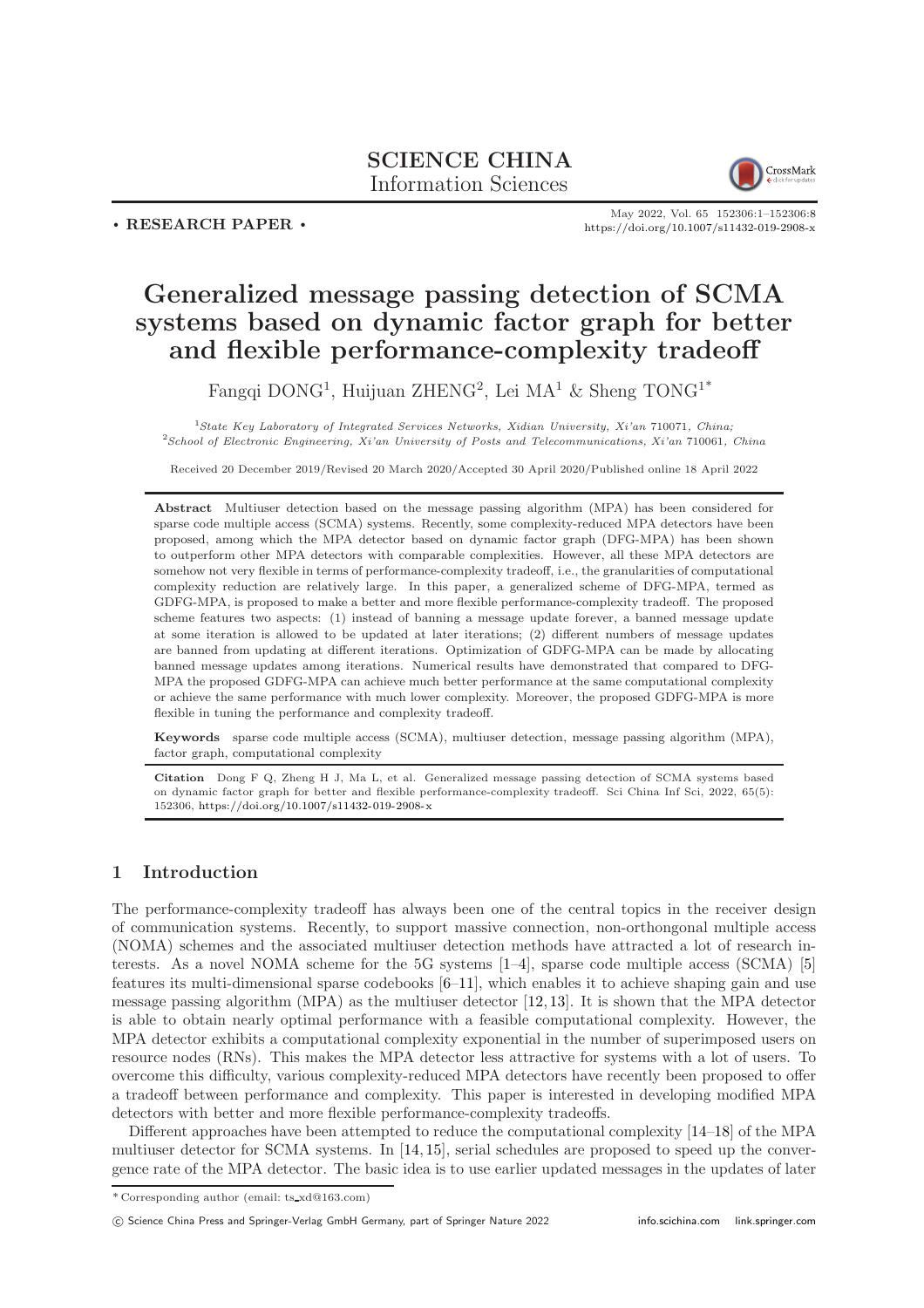SCIENCE CHINA
Information Sciences

• RESEARCH PAPER •

# Generalized message passing detection of SCMA systems based on dynamic factor graph for better and flexible performance-complexity tradeoff

Fangqi DONG[1], Huijuan ZHENG[2], Lei MA[1] & Sheng TONG[1*]

[1]*State Key Laboratory of Integrated Services Networks, Xidian University, Xi'an* 710071*, China;*
[2]*School of Electronic Engineering, Xi'an University of Posts and Telecommunications, Xi'an* 710061*, China*

Received 20 December 2019/Revised 20 March 2020/Accepted 30 April 2020/Published online 18 April 2022

**Abstract** Multiuser detection based on the message passing algorithm (MPA) has been considered for sparse code multiple access (SCMA) systems. Recently, some complexity-reduced MPA detectors have been proposed, among which the MPA detector based on dynamic factor graph (DFG-MPA) has been shown to outperform other MPA detectors with comparable complexities. However, all these MPA detectors are somehow not very flexible in terms of performance-complexity tradeoff, i.e., the granularities of computational complexity reduction are relatively large. In this paper, a generalized scheme of DFG-MPA, termed as GDFG-MPA, is proposed to make a better and more flexible performance-complexity tradeoff. The proposed scheme features two aspects: (1) instead of banning a message update forever, a banned message update at some iteration is allowed to be updated at later iterations; (2) different numbers of message updates are banned from updating at different iterations. Optimization of GDFG-MPA can be made by allocating banned message updates among iterations. Numerical results have demonstrated that compared to DFG-MPA the proposed GDFG-MPA can achieve much better performance at the same computational complexity or achieve the same performance with much lower complexity. Moreover, the proposed GDFG-MPA is more flexible in tuning the performance and complexity tradeoff.

**Keywords** sparse code multiple access (SCMA), multiuser detection, message passing algorithm (MPA), factor graph, computational complexity

**Citation** Dong F Q, Zheng H J, Ma L, et al. Generalized message passing detection of SCMA systems based on dynamic factor graph for better and flexible performance-complexity tradeoff. Sci China Inf Sci, 2022, 65(5): 152306, https://doi.org/10.1007/s11432-019-2908-x

## 1 Introduction

The performance-complexity tradeoff has always been one of the central topics in the receiver design of communication systems. Recently, to support massive connection, non-orthongonal multiple access (NOMA) schemes and the associated multiuser detection methods have attracted a lot of research interests. As a novel NOMA scheme for the 5G systems [1–4], sparse code multiple access (SCMA) [5] features its multi-dimensional sparse codebooks [6–11], which enables it to achieve shaping gain and use message passing algorithm (MPA) as the multiuser detector [12,13]. It is shown that the MPA detector is able to obtain nearly optimal performance with a feasible computational complexity. However, the MPA detector exhibits a computational complexity exponential in the number of superimposed users on resource nodes (RNs). This makes the MPA detector less attractive for systems with a lot of users. To overcome this difficulty, various complexity-reduced MPA detectors have recently been proposed to offer a tradeoff between performance and complexity. This paper is interested in developing modified MPA detectors with better and more flexible performance-complexity tradeoffs.

Different approaches have been attempted to reduce the computational complexity [14–18] of the MPA multiuser detector for SCMA systems. In [14,15], serial schedules are proposed to speed up the convergence rate of the MPA detector. The basic idea is to use earlier updated messages in the updates of later

\* Corresponding author (email: ts_xd@163.com)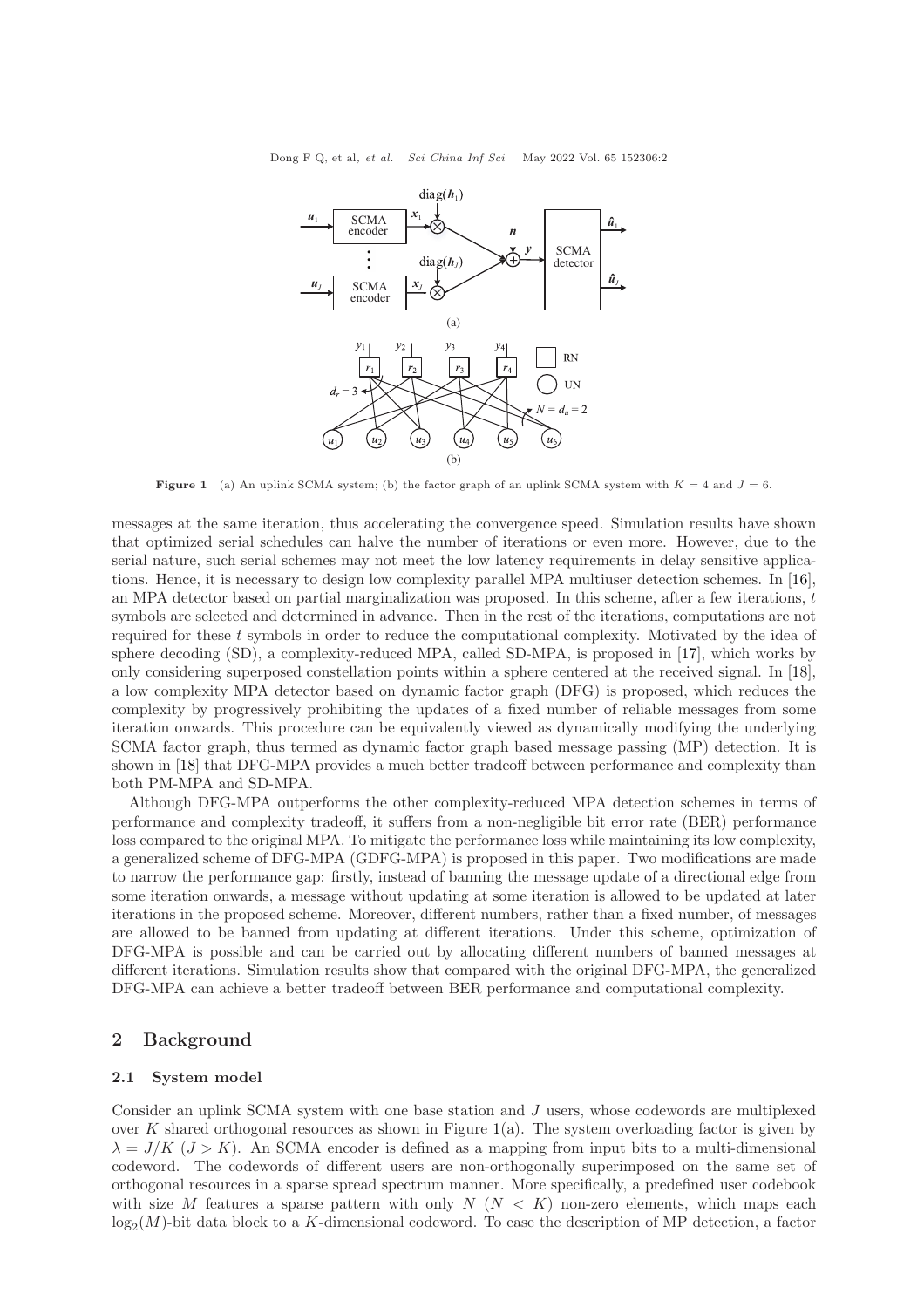Figure 1 (a) An uplink SCMA system; (b) the factor graph of an uplink SCMA system with $K = 4$ and $J = 6$.

messages at the same iteration, thus accelerating the convergence speed. Simulation results have shown that optimized serial schedules can halve the number of iterations or even more. However, due to the serial nature, such serial schemes may not meet the low latency requirements in delay sensitive applications. Hence, it is necessary to design low complexity parallel MPA multiuser detection schemes. In [16], an MPA detector based on partial marginalization was proposed. In this scheme, after a few iterations, $t$ symbols are selected and determined in advance. Then in the rest of the iterations, computations are not required for these $t$ symbols in order to reduce the computational complexity. Motivated by the idea of sphere decoding (SD), a complexity-reduced MPA, called SD-MPA, is proposed in [17], which works by only considering superposed constellation points within a sphere centered at the received signal. In [18], a low complexity MPA detector based on dynamic factor graph (DFG) is proposed, which reduces the complexity by progressively prohibiting the updates of a fixed number of reliable messages from some iteration onwards. This procedure can be equivalently viewed as dynamically modifying the underlying SCMA factor graph, thus termed as dynamic factor graph based message passing (MP) detection. It is shown in [18] that DFG-MPA provides a much better tradeoff between performance and complexity than both PM-MPA and SD-MPA.

Although DFG-MPA outperforms the other complexity-reduced MPA detection schemes in terms of performance and complexity tradeoff, it suffers from a non-negligible bit error rate (BER) performance loss compared to the original MPA. To mitigate the performance loss while maintaining its low complexity, a generalized scheme of DFG-MPA (GDFG-MPA) is proposed in this paper. Two modifications are made to narrow the performance gap: firstly, instead of banning the message update of a directional edge from some iteration onwards, a message without updating at some iteration is allowed to be updated at later iterations in the proposed scheme. Moreover, different numbers, rather than a fixed number, of messages are allowed to be banned from updating at different iterations. Under this scheme, optimization of DFG-MPA is possible and can be carried out by allocating different numbers of banned messages at different iterations. Simulation results show that compared with the original DFG-MPA, the generalized DFG-MPA can achieve a better tradeoff between BER performance and computational complexity.

## 2 Background

### 2.1 System model

Consider an uplink SCMA system with one base station and $J$ users, whose codewords are multiplexed over $K$ shared orthogonal resources as shown in Figure 1(a). The system overloading factor is given by $\lambda = J/K$ $(J > K)$. An SCMA encoder is defined as a mapping from input bits to a multi-dimensional codeword. The codewords of different users are non-orthogonally superimposed on the same set of orthogonal resources in a sparse spread spectrum manner. More specifically, a predefined user codebook with size $M$ features a sparse pattern with only $N$ $(N < K)$ non-zero elements, which maps each $\log_2(M)$-bit data block to a $K$-dimensional codeword. To ease the description of MP detection, a factor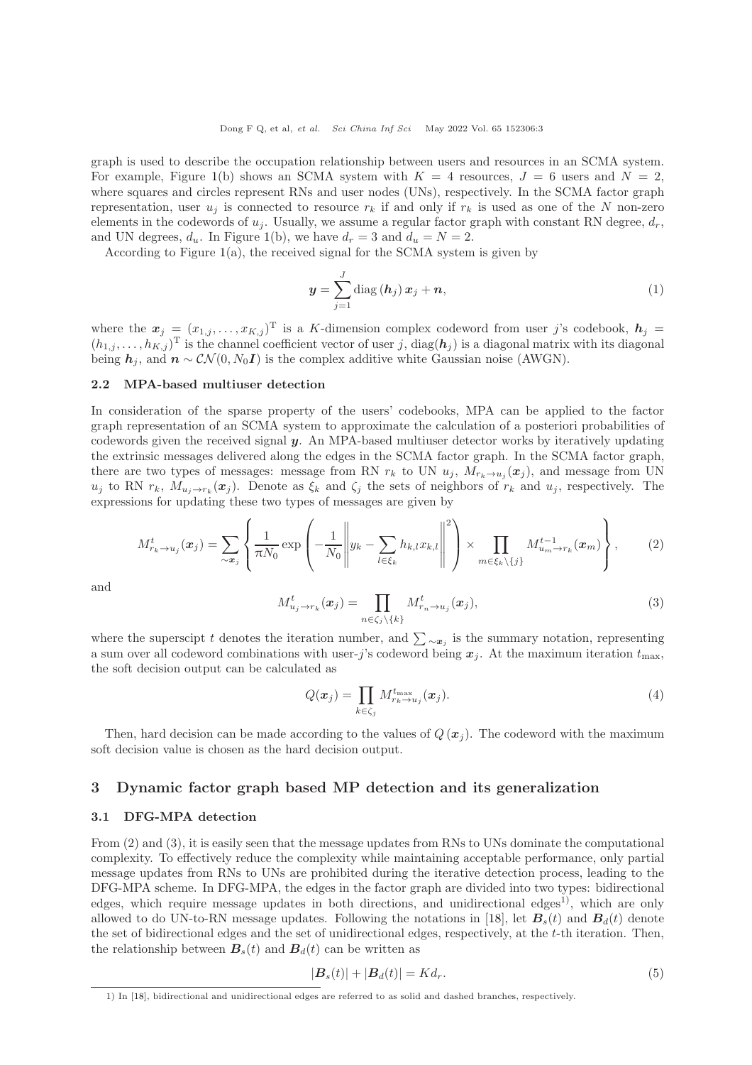graph is used to describe the occupation relationship between users and resources in an SCMA system. For example, Figure 1(b) shows an SCMA system with $K = 4$ resources, $J = 6$ users and $N = 2$, where squares and circles represent RNs and user nodes (UNs), respectively. In the SCMA factor graph representation, user $u_j$ is connected to resource $r_k$ if and only if $r_k$ is used as one of the $N$ non-zero elements in the codewords of $u_j$. Usually, we assume a regular factor graph with constant RN degree, $d_r$, and UN degrees, $d_u$. In Figure 1(b), we have $d_r = 3$ and $d_u = N = 2$.

According to Figure 1(a), the received signal for the SCMA system is given by

$$\boldsymbol{y} = \sum_{j=1}^{J} \operatorname{diag}(\boldsymbol{h}_j)\, \boldsymbol{x}_j + \boldsymbol{n}, \tag{1}$$

where the $\boldsymbol{x}_j = (x_{1,j}, \ldots, x_{K,j})^{\mathrm{T}}$ is a $K$-dimension complex codeword from user $j$'s codebook, $\boldsymbol{h}_j = (h_{1,j}, \ldots, h_{K,j})^{\mathrm{T}}$ is the channel coefficient vector of user $j$, $\operatorname{diag}(\boldsymbol{h}_j)$ is a diagonal matrix with its diagonal being $\boldsymbol{h}_j$, and $\boldsymbol{n} \sim \mathcal{CN}(0, N_0\boldsymbol{I})$ is the complex additive white Gaussian noise (AWGN).

### 2.2 MPA-based multiuser detection

In consideration of the sparse property of the users' codebooks, MPA can be applied to the factor graph representation of an SCMA system to approximate the calculation of a posteriori probabilities of codewords given the received signal $\boldsymbol{y}$. An MPA-based multiuser detector works by iteratively updating the extrinsic messages delivered along the edges in the SCMA factor graph. In the SCMA factor graph, there are two types of messages: message from RN $r_k$ to UN $u_j$, $M_{r_k \to u_j}(\boldsymbol{x}_j)$, and message from UN $u_j$ to RN $r_k$, $M_{u_j \to r_k}(\boldsymbol{x}_j)$. Denote as $\xi_k$ and $\zeta_j$ the sets of neighbors of $r_k$ and $u_j$, respectively. The expressions for updating these two types of messages are given by

$$M^t_{r_k \to u_j}(\boldsymbol{x}_j) = \sum_{\sim \boldsymbol{x}_j} \left\{ \frac{1}{\pi N_0} \exp\left( -\frac{1}{N_0} \left\| y_k - \sum_{l \in \xi_k} h_{k,l} x_{k,l} \right\|^2 \right) \times \prod_{m \in \xi_k \setminus \{j\}} M^{t-1}_{u_m \to r_k}(\boldsymbol{x}_m) \right\}, \tag{2}$$

and

$$M^t_{u_j \to r_k}(\boldsymbol{x}_j) = \prod_{n \in \zeta_j \setminus \{k\}} M^t_{r_n \to u_j}(\boldsymbol{x}_j), \tag{3}$$

where the superscipt $t$ denotes the iteration number, and $\sum_{\sim \boldsymbol{x}_j}$ is the summary notation, representing a sum over all codeword combinations with user-$j$'s codeword being $\boldsymbol{x}_j$. At the maximum iteration $t_{\max}$, the soft decision output can be calculated as

$$Q(\boldsymbol{x}_j) = \prod_{k \in \zeta_j} M^{t_{\max}}_{r_k \to u_j}(\boldsymbol{x}_j). \tag{4}$$

Then, hard decision can be made according to the values of $Q(\boldsymbol{x}_j)$. The codeword with the maximum soft decision value is chosen as the hard decision output.

## 3 Dynamic factor graph based MP detection and its generalization

### 3.1 DFG-MPA detection

From (2) and (3), it is easily seen that the message updates from RNs to UNs dominate the computational complexity. To effectively reduce the complexity while maintaining acceptable performance, only partial message updates from RNs to UNs are prohibited during the iterative detection process, leading to the DFG-MPA scheme. In DFG-MPA, the edges in the factor graph are divided into two types: bidirectional edges, which require message updates in both directions, and unidirectional edges[1)], which are only allowed to do UN-to-RN message updates. Following the notations in [18], let $\boldsymbol{B}_s(t)$ and $\boldsymbol{B}_d(t)$ denote the set of bidirectional edges and the set of unidirectional edges, respectively, at the $t$-th iteration. Then, the relationship between $\boldsymbol{B}_s(t)$ and $\boldsymbol{B}_d(t)$ can be written as

$$|\boldsymbol{B}_s(t)| + |\boldsymbol{B}_d(t)| = K d_r. \tag{5}$$

1) In [18], bidirectional and unidirectional edges are referred to as solid and dashed branches, respectively.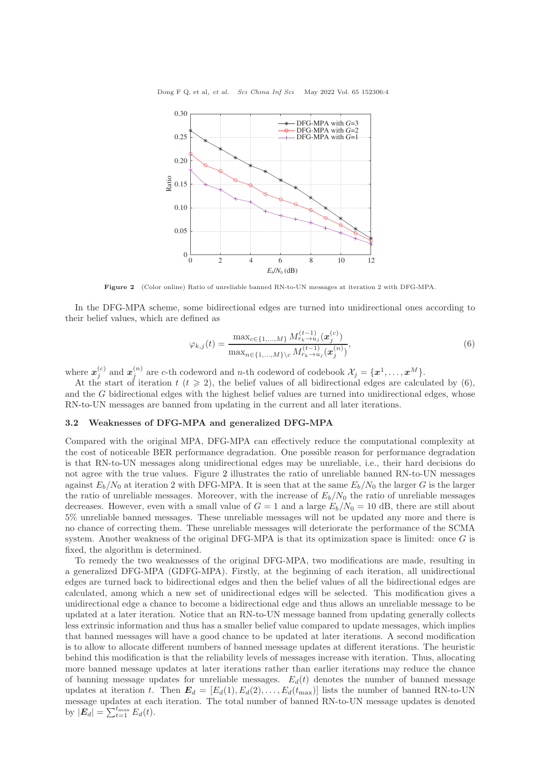**Figure 2** (Color online) Ratio of unreliable banned RN-to-UN messages at iteration 2 with DFG-MPA.

In the DFG-MPA scheme, some bidirectional edges are turned into unidirectional ones according to their belief values, which are defined as

$$\varphi_{k,j}(t) = \frac{\max_{c\in\{1,\dots,M\}} M^{(t-1)}_{r_k\to u_j}(\boldsymbol{x}^{(c)}_j)}{\max_{n\in\{1,\dots,M\}\setminus c} M^{(t-1)}_{r_k\to u_j}(\boldsymbol{x}^{(n)}_j)}, \tag{6}$$

where $\boldsymbol{x}^{(c)}_j$ and $\boldsymbol{x}^{(n)}_j$ are $c$-th codeword and $n$-th codeword of codebook $\mathcal{X}_j = \{\boldsymbol{x}^1, \dots, \boldsymbol{x}^M\}$.

At the start of iteration $t$ ($t \geqslant 2$), the belief values of all bidirectional edges are calculated by (6), and the $G$ bidirectional edges with the highest belief values are turned into unidirectional edges, whose RN-to-UN messages are banned from updating in the current and all later iterations.

### 3.2 Weaknesses of DFG-MPA and generalized DFG-MPA

Compared with the original MPA, DFG-MPA can effectively reduce the computational complexity at the cost of noticeable BER performance degradation. One possible reason for performance degradation is that RN-to-UN messages along unidirectional edges may be unreliable, i.e., their hard decisions do not agree with the true values. Figure 2 illustrates the ratio of unreliable banned RN-to-UN messages against $E_b/N_0$ at iteration 2 with DFG-MPA. It is seen that at the same $E_b/N_0$ the larger $G$ is the larger the ratio of unreliable messages. Moreover, with the increase of $E_b/N_0$ the ratio of unreliable messages decreases. However, even with a small value of $G = 1$ and a large $E_b/N_0 = 10$ dB, there are still about 5% unreliable banned messages. These unreliable messages will not be updated any more and there is no chance of correcting them. These unreliable messages will deteriorate the performance of the SCMA system. Another weakness of the original DFG-MPA is that its optimization space is limited: once $G$ is fixed, the algorithm is determined.

To remedy the two weaknesses of the original DFG-MPA, two modifications are made, resulting in a generalized DFG-MPA (GDFG-MPA). Firstly, at the beginning of each iteration, all unidirectional edges are turned back to bidirectional edges and then the belief values of all the bidirectional edges are calculated, among which a new set of unidirectional edges will be selected. This modification gives a unidirectional edge a chance to become a bidirectional edge and thus allows an unreliable message to be updated at a later iteration. Notice that an RN-to-UN message banned from updating generally collects less extrinsic information and thus has a smaller belief value compared to update messages, which implies that banned messages will have a good chance to be updated at later iterations. A second modification is to allow to allocate different numbers of banned message updates at different iterations. The heuristic behind this modification is that the reliability levels of messages increase with iteration. Thus, allocating more banned message updates at later iterations rather than earlier iterations may reduce the chance of banning message updates for unreliable messages. $E_d(t)$ denotes the number of banned message updates at iteration $t$. Then $\boldsymbol{E}_d = [E_d(1), E_d(2), \dots, E_d(t_{\max})]$ lists the number of banned RN-to-UN message updates at each iteration. The total number of banned RN-to-UN message updates is denoted by $|\boldsymbol{E}_d| = \sum_{t=1}^{t_{\max}} E_d(t)$.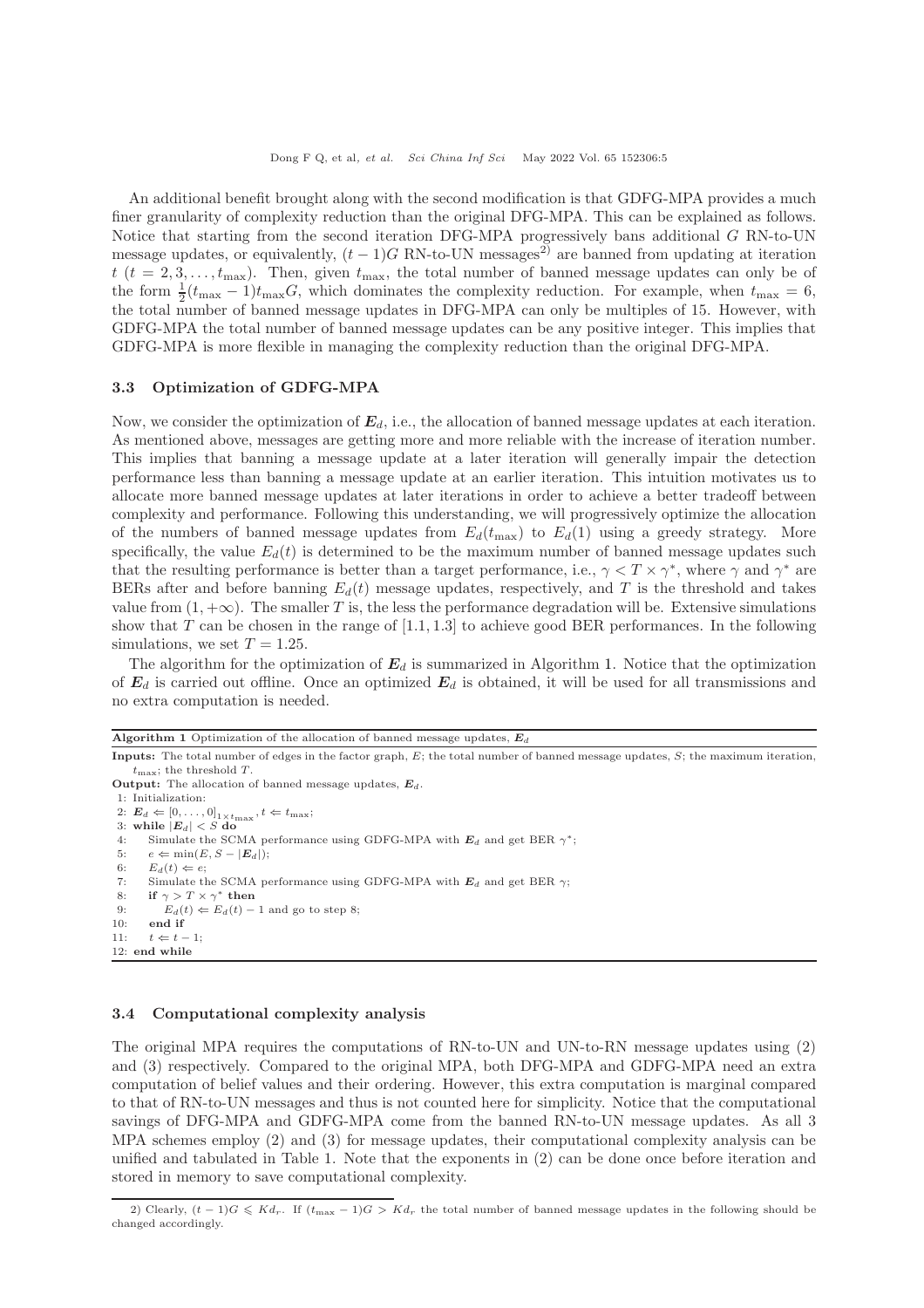An additional benefit brought along with the second modification is that GDFG-MPA provides a much finer granularity of complexity reduction than the original DFG-MPA. This can be explained as follows. Notice that starting from the second iteration DFG-MPA progressively bans additional $G$ RN-to-UN message updates, or equivalently, $(t-1)G$ RN-to-UN messages[2)] are banned from updating at iteration $t$ ($t = 2, 3, \ldots, t_{\max}$). Then, given $t_{\max}$, the total number of banned message updates can only be of the form $\frac{1}{2}(t_{\max}-1)t_{\max}G$, which dominates the complexity reduction. For example, when $t_{\max} = 6$, the total number of banned message updates in DFG-MPA can only be multiples of 15. However, with GDFG-MPA the total number of banned message updates can be any positive integer. This implies that GDFG-MPA is more flexible in managing the complexity reduction than the original DFG-MPA.

### 3.3 Optimization of GDFG-MPA

Now, we consider the optimization of $\boldsymbol{E}_d$, i.e., the allocation of banned message updates at each iteration. As mentioned above, messages are getting more and more reliable with the increase of iteration number. This implies that banning a message update at a later iteration will generally impair the detection performance less than banning a message update at an earlier iteration. This intuition motivates us to allocate more banned message updates at later iterations in order to achieve a better tradeoff between complexity and performance. Following this understanding, we will progressively optimize the allocation of the numbers of banned message updates from $E_d(t_{\max})$ to $E_d(1)$ using a greedy strategy. More specifically, the value $E_d(t)$ is determined to be the maximum number of banned message updates such that the resulting performance is better than a target performance, i.e., $\gamma < T \times \gamma^*$, where $\gamma$ and $\gamma^*$ are BERs after and before banning $E_d(t)$ message updates, respectively, and $T$ is the threshold and takes value from $(1, +\infty)$. The smaller $T$ is, the less the performance degradation will be. Extensive simulations show that $T$ can be chosen in the range of $[1.1, 1.3]$ to achieve good BER performances. In the following simulations, we set $T = 1.25$.

The algorithm for the optimization of $\boldsymbol{E}_d$ is summarized in Algorithm 1. Notice that the optimization of $\boldsymbol{E}_d$ is carried out offline. Once an optimized $\boldsymbol{E}_d$ is obtained, it will be used for all transmissions and no extra computation is needed.

**Algorithm 1** Optimization of the allocation of banned message updates, $\boldsymbol{E}_d$

**Inputs:** The total number of edges in the factor graph, $E$; the total number of banned message updates, $S$; the maximum iteration, $t_{\max}$; the threshold $T$.

**Output:** The allocation of banned message updates, $\boldsymbol{E}_d$.

1: Initialization:
2: $\boldsymbol{E}_d \Leftarrow [0, \ldots, 0]_{1 \times t_{\max}}, t \Leftarrow t_{\max}$;
3: **while** $|\boldsymbol{E}_d| < S$ **do**
4: Simulate the SCMA performance using GDFG-MPA with $\boldsymbol{E}_d$ and get BER $\gamma^*$;
5: $e \Leftarrow \min(E, S - |\boldsymbol{E}_d|)$;
6: $E_d(t) \Leftarrow e$;
7: Simulate the SCMA performance using GDFG-MPA with $\boldsymbol{E}_d$ and get BER $\gamma$;
8: **if** $\gamma > T \times \gamma^*$ **then**
9: $E_d(t) \Leftarrow E_d(t) - 1$ and go to step 8;
10: **end if**
11: $t \Leftarrow t - 1$;
12: **end while**

### 3.4 Computational complexity analysis

The original MPA requires the computations of RN-to-UN and UN-to-RN message updates using (2) and (3) respectively. Compared to the original MPA, both DFG-MPA and GDFG-MPA need an extra computation of belief values and their ordering. However, this extra computation is marginal compared to that of RN-to-UN messages and thus is not counted here for simplicity. Notice that the computational savings of DFG-MPA and GDFG-MPA come from the banned RN-to-UN message updates. As all 3 MPA schemes employ (2) and (3) for message updates, their computational complexity analysis can be unified and tabulated in Table 1. Note that the exponents in (2) can be done once before iteration and stored in memory to save computational complexity.

2) Clearly, $(t-1)G \leqslant Kd_r$. If $(t_{\max}-1)G > Kd_r$ the total number of banned message updates in the following should be changed accordingly.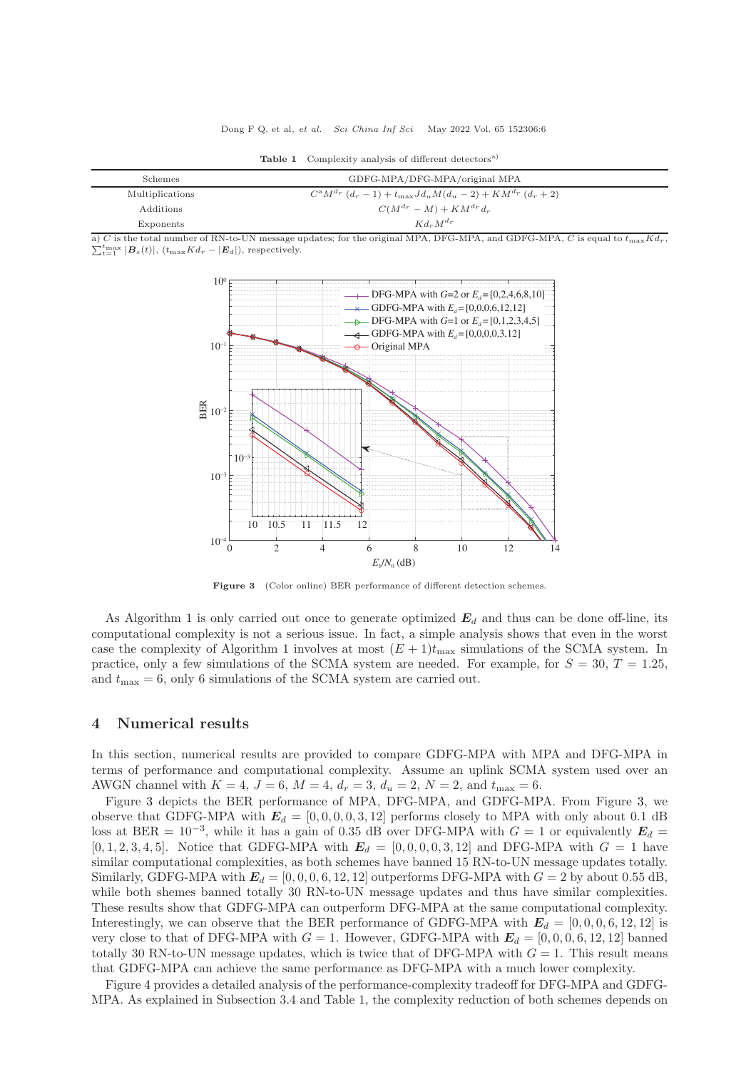**Table 1** Complexity analysis of different detectors[a)]

| Schemes | GDFG-MPA/DFG-MPA/original MPA |
|---|---|
| Multiplications | $C^{\rm a}M^{d_r}(d_r-1)+t_{\max}Jd_uM(d_u-2)+KM^{d_r}(d_r+2)$ |
| Additions | $C(M^{d_r}-M)+KM^{d_r}d_r$ |
| Exponents | $Kd_rM^{d_r}$ |

a) $C$ is the total number of RN-to-UN message updates; for the original MPA, DFG-MPA, and GDFG-MPA, $C$ is equal to $t_{\max}Kd_r$, $\sum_{t=1}^{t_{\max}}|\boldsymbol{B}_s(t)|$, $(t_{\max}Kd_r-|\boldsymbol{E}_d|)$, respectively.

**Figure 3** (Color online) BER performance of different detection schemes.

As Algorithm 1 is only carried out once to generate optimized $\boldsymbol{E}_d$ and thus can be done off-line, its computational complexity is not a serious issue. In fact, a simple analysis shows that even in the worst case the complexity of Algorithm 1 involves at most $(E+1)t_{\max}$ simulations of the SCMA system. In practice, only a few simulations of the SCMA system are needed. For example, for $S=30$, $T=1.25$, and $t_{\max}=6$, only 6 simulations of the SCMA system are carried out.

## 4 Numerical results

In this section, numerical results are provided to compare GDFG-MPA with MPA and DFG-MPA in terms of performance and computational complexity. Assume an uplink SCMA system used over an AWGN channel with $K=4$, $J=6$, $M=4$, $d_r=3$, $d_u=2$, $N=2$, and $t_{\max}=6$.

Figure 3 depicts the BER performance of MPA, DFG-MPA, and GDFG-MPA. From Figure 3, we observe that GDFG-MPA with $\boldsymbol{E}_d=[0,0,0,0,3,12]$ performs closely to MPA with only about 0.1 dB loss at BER $=10^{-3}$, while it has a gain of 0.35 dB over DFG-MPA with $G=1$ or equivalently $\boldsymbol{E}_d=[0,1,2,3,4,5]$. Notice that GDFG-MPA with $\boldsymbol{E}_d=[0,0,0,0,3,12]$ and DFG-MPA with $G=1$ have similar computational complexities, as both schemes have banned 15 RN-to-UN message updates totally. Similarly, GDFG-MPA with $\boldsymbol{E}_d=[0,0,0,6,12,12]$ outperforms DFG-MPA with $G=2$ by about 0.55 dB, while both shemes banned totally 30 RN-to-UN message updates and thus have similar complexities. These results show that GDFG-MPA can outperform DFG-MPA at the same computational complexity. Interestingly, we can observe that the BER performance of GDFG-MPA with $\boldsymbol{E}_d=[0,0,0,6,12,12]$ is very close to that of DFG-MPA with $G=1$. However, GDFG-MPA with $\boldsymbol{E}_d=[0,0,0,6,12,12]$ banned totally 30 RN-to-UN message updates, which is twice that of DFG-MPA with $G=1$. This result means that GDFG-MPA can achieve the same performance as DFG-MPA with a much lower complexity.

Figure 4 provides a detailed analysis of the performance-complexity tradeoff for DFG-MPA and GDFG-MPA. As explained in Subsection 3.4 and Table 1, the complexity reduction of both schemes depends on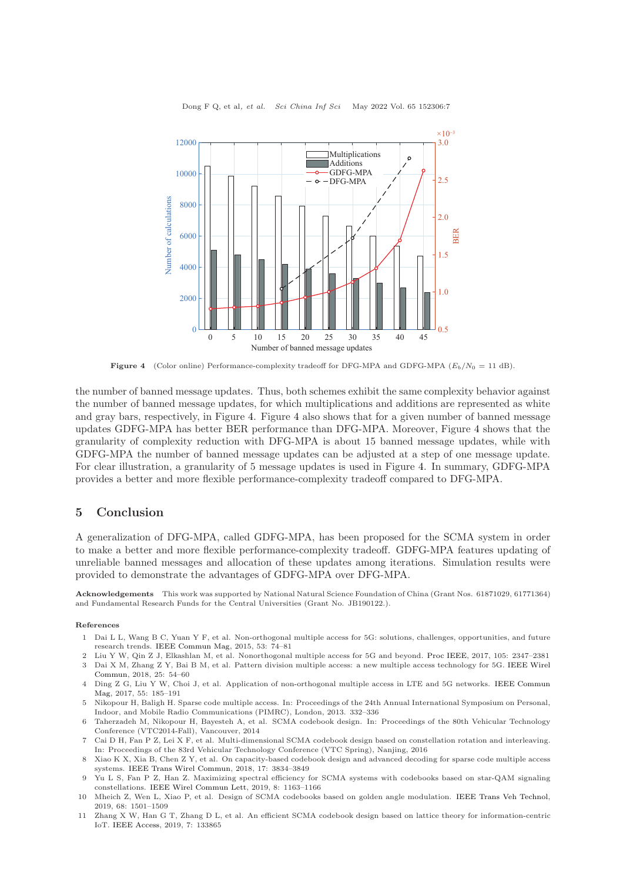Figure 4 (Color online) Performance-complexity tradeoff for DFG-MPA and GDFG-MPA ($E_b/N_0 = 11$ dB).

the number of banned message updates. Thus, both schemes exhibit the same complexity behavior against the number of banned message updates, for which multiplications and additions are represented as white and gray bars, respectively, in Figure 4. Figure 4 also shows that for a given number of banned message updates GDFG-MPA has better BER performance than DFG-MPA. Moreover, Figure 4 shows that the granularity of complexity reduction with DFG-MPA is about 15 banned message updates, while with GDFG-MPA the number of banned message updates can be adjusted at a step of one message update. For clear illustration, a granularity of 5 message updates is used in Figure 4. In summary, GDFG-MPA provides a better and more flexible performance-complexity tradeoff compared to DFG-MPA.

## 5 Conclusion

A generalization of DFG-MPA, called GDFG-MPA, has been proposed for the SCMA system in order to make a better and more flexible performance-complexity tradeoff. GDFG-MPA features updating of unreliable banned messages and allocation of these updates among iterations. Simulation results were provided to demonstrate the advantages of GDFG-MPA over DFG-MPA.

**Acknowledgements** This work was supported by National Natural Science Foundation of China (Grant Nos. 61871029, 61771364) and Fundamental Research Funds for the Central Universities (Grant No. JB190122.).

**References**

1 Dai L L, Wang B C, Yuan Y F, et al. Non-orthogonal multiple access for 5G: solutions, challenges, opportunities, and future research trends. IEEE Commun Mag, 2015, 53: 74–81

2 Liu Y W, Qin Z J, Elkashlan M, et al. Nonorthogonal multiple access for 5G and beyond. Proc IEEE, 2017, 105: 2347–2381

3 Dai X M, Zhang Z Y, Bai B M, et al. Pattern division multiple access: a new multiple access technology for 5G. IEEE Wirel Commun, 2018, 25: 54–60

4 Ding Z G, Liu Y W, Choi J, et al. Application of non-orthogonal multiple access in LTE and 5G networks. IEEE Commun Mag, 2017, 55: 185–191

5 Nikopour H, Baligh H. Sparse code multiple access. In: Proceedings of the 24th Annual International Symposium on Personal, Indoor, and Mobile Radio Communications (PIMRC), London, 2013. 332–336

6 Taherzadeh M, Nikopour H, Bayesteh A, et al. SCMA codebook design. In: Proceedings of the 80th Vehicular Technology Conference (VTC2014-Fall), Vancouver, 2014

7 Cai D H, Fan P Z, Lei X F, et al. Multi-dimensional SCMA codebook design based on constellation rotation and interleaving. In: Proceedings of the 83rd Vehicular Technology Conference (VTC Spring), Nanjing, 2016

8 Xiao K X, Xia B, Chen Z Y, et al. On capacity-based codebook design and advanced decoding for sparse code multiple access systems. IEEE Trans Wirel Commun, 2018, 17: 3834–3849

9 Yu L S, Fan P Z, Han Z. Maximizing spectral efficiency for SCMA systems with codebooks based on star-QAM signaling constellations. IEEE Wirel Commun Lett, 2019, 8: 1163–1166

10 Mheich Z, Wen L, Xiao P, et al. Design of SCMA codebooks based on golden angle modulation. IEEE Trans Veh Technol, 2019, 68: 1501–1509

11 Zhang X W, Han G T, Zhang D L, et al. An efficient SCMA codebook design based on lattice theory for information-centric IoT. IEEE Access, 2019, 7: 133865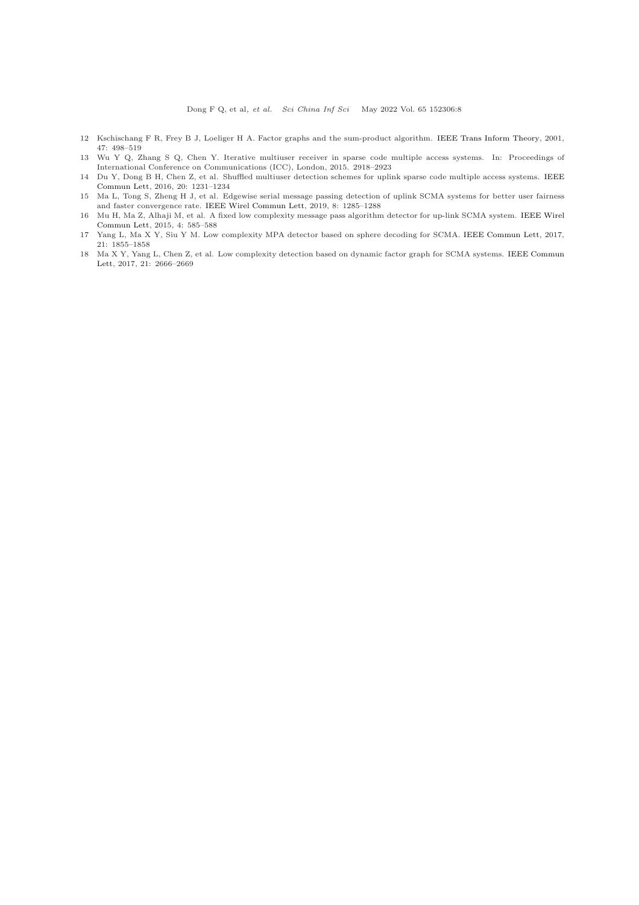12 Kschischang F R, Frey B J, Loeliger H A. Factor graphs and the sum-product algorithm. IEEE Trans Inform Theory, 2001, 47: 498–519

13 Wu Y Q, Zhang S Q, Chen Y. Iterative multiuser receiver in sparse code multiple access systems. In: Proceedings of International Conference on Communications (ICC), London, 2015. 2918–2923

14 Du Y, Dong B H, Chen Z, et al. Shuffled multiuser detection schemes for uplink sparse code multiple access systems. IEEE Commun Lett, 2016, 20: 1231–1234

15 Ma L, Tong S, Zheng H J, et al. Edgewise serial message passing detection of uplink SCMA systems for better user fairness and faster convergence rate. IEEE Wirel Commun Lett, 2019, 8: 1285–1288

16 Mu H, Ma Z, Alhaji M, et al. A fixed low complexity message pass algorithm detector for up-link SCMA system. IEEE Wirel Commun Lett, 2015, 4: 585–588

17 Yang L, Ma X Y, Siu Y M. Low complexity MPA detector based on sphere decoding for SCMA. IEEE Commun Lett, 2017, 21: 1855–1858

18 Ma X Y, Yang L, Chen Z, et al. Low complexity detection based on dynamic factor graph for SCMA systems. IEEE Commun Lett, 2017, 21: 2666–2669